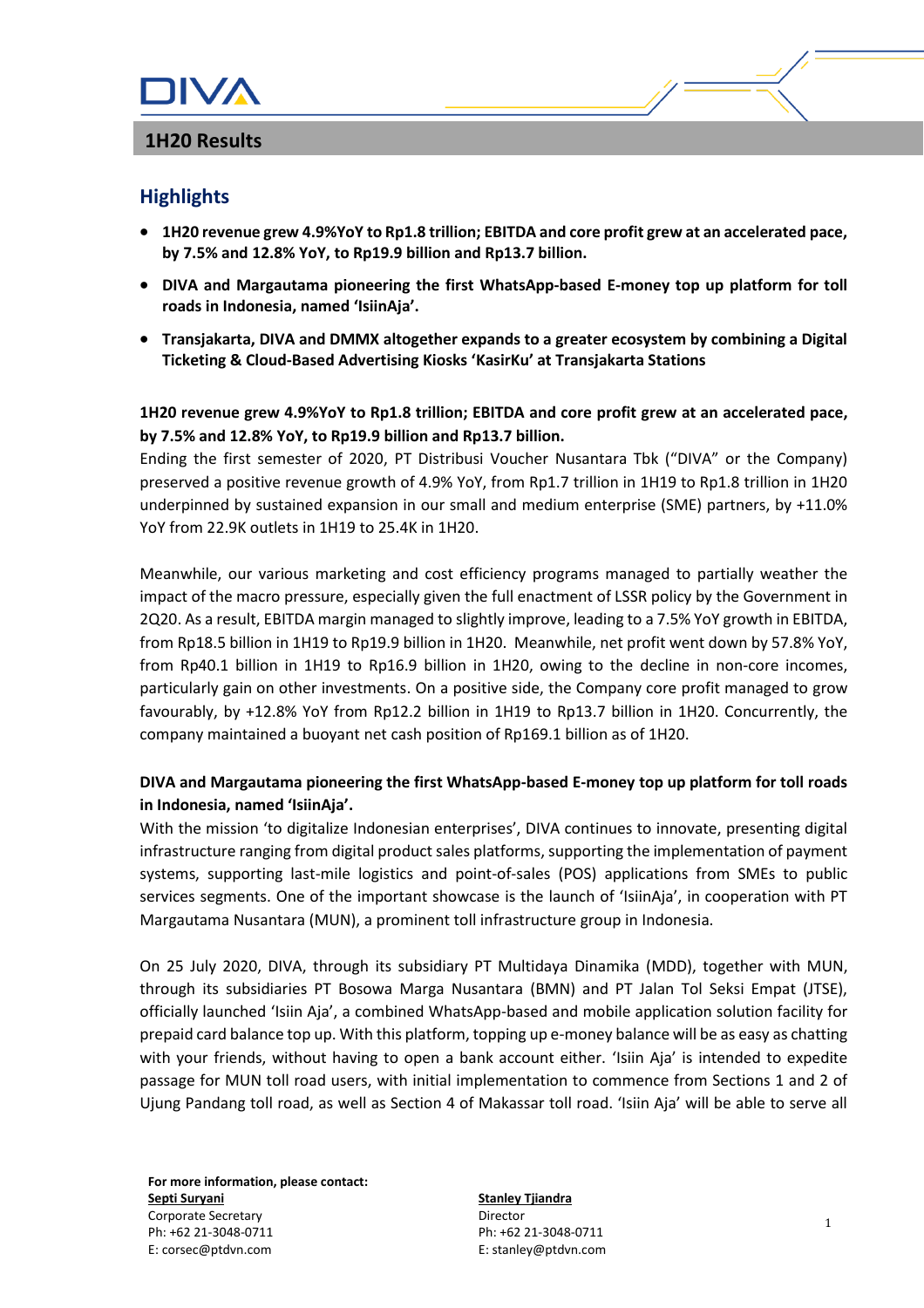# 1H20 Results

## Highlights

- **1H20 revenue grew 4.9%YoY to Rp1.8 trillion; EBITDA and core profit grew at an accelerated pace, by 7.5% and 12.8% YoY, to Rp19.9 billion and Rp13.7 billion.**
- **DIVA and Margautama pioneering the first WhatsApp-based E-money top up platform for toll roads in Indonesia, named 'IsiinAja'.**
- **Transjakarta, DIVA and DMMX altogether expands to a greater ecosystem by combining a Digital Ticketing & Cloud-Based Advertising Kiosks 'KasirKu' at Transjakarta Stations**

**1H20 revenue grew 4.9%YoY to Rp1.8 trillion; EBITDA and core profit grew at an accelerated pace, by 7.5% and 12.8% YoY, to Rp19.9 billion and Rp13.7 billion.**

Ending the first semester of 2020, PT Distribusi Voucher Nusantara Tbk ("DIVA" or the Company) preserved a positive revenue growth of 4.9% YoY, from Rp1.7 trillion in 1H19 to Rp1.8 trillion in 1H20 underpinned by sustained expansion in our small and medium enterprise (SME) partners, by +11.0% YoY from 22.9K outlets in 1H19 to 25.4K in 1H20.

Meanwhile, our various marketing and cost efficiency programs managed to partially weather the impact of the macro pressure, especially given the full enactment of LSSR policy by the Government in 2Q20. As a result, EBITDA margin managed to slightly improve, leading to a 7.5% YoY growth in EBITDA, from Rp18.5 billion in 1H19 to Rp19.9 billion in 1H20. Meanwhile, net profit went down by 57.8% YoY, from Rp40.1 billion in 1H19 to Rp16.9 billion in 1H20, owing to the decline in non-core incomes, particularly gain on other investments. On a positive side, the Company core profit managed to grow favourably, by +12.8% YoY from Rp12.2 billion in 1H19 to Rp13.7 billion in 1H20. Concurrently, the company maintained a buoyant net cash position of Rp169.1 billion as of 1H20.

**DIVA and Margautama pioneering the first WhatsApp-based E-money top up platform for toll roads in Indonesia, named 'IsiinAja'.**

With the mission 'to digitalize Indonesian enterprises', DIVA continues to innovate, presenting digital infrastructure ranging from digital product sales platforms, supporting the implementation of payment systems, supporting last-mile logistics and point-of-sales (POS) applications from SMEs to public services segments. One of the important showcase is the launch of 'IsiinAja', in cooperation with PT Margautama Nusantara (MUN), a prominent toll infrastructure group in Indonesia.

On 25 July 2020, DIVA, through its subsidiary PT Multidaya Dinamika (MDD), together with MUN, through its subsidiaries PT Bosowa Marga Nusantara (BMN) and PT Jalan Tol Seksi Empat (JTSE), officially launched 'Isiin Aja', a combined WhatsApp-based and mobile application solution facility for prepaid card balance top up. With this platform, topping up e-money balance will be as easy as chatting with your friends, without having to open a bank account either. 'Isiin Aja' is intended to expedite passage for MUN toll road users, with initial implementation to commence from Sections 1 and 2 of Ujung Pandang toll road, as well as Section 4 of Makassar toll road. 'Isiin Aja' will be able to serve all

**For more information, please contact:**

**Septi Suryani**
Corporate Secretary
Ph: +62 21-3048-0711
E: corsec@ptdvn.com

**Stanley Tjiandra**
Director
Ph: +62 21-3048-0711
E: stanley@ptdvn.com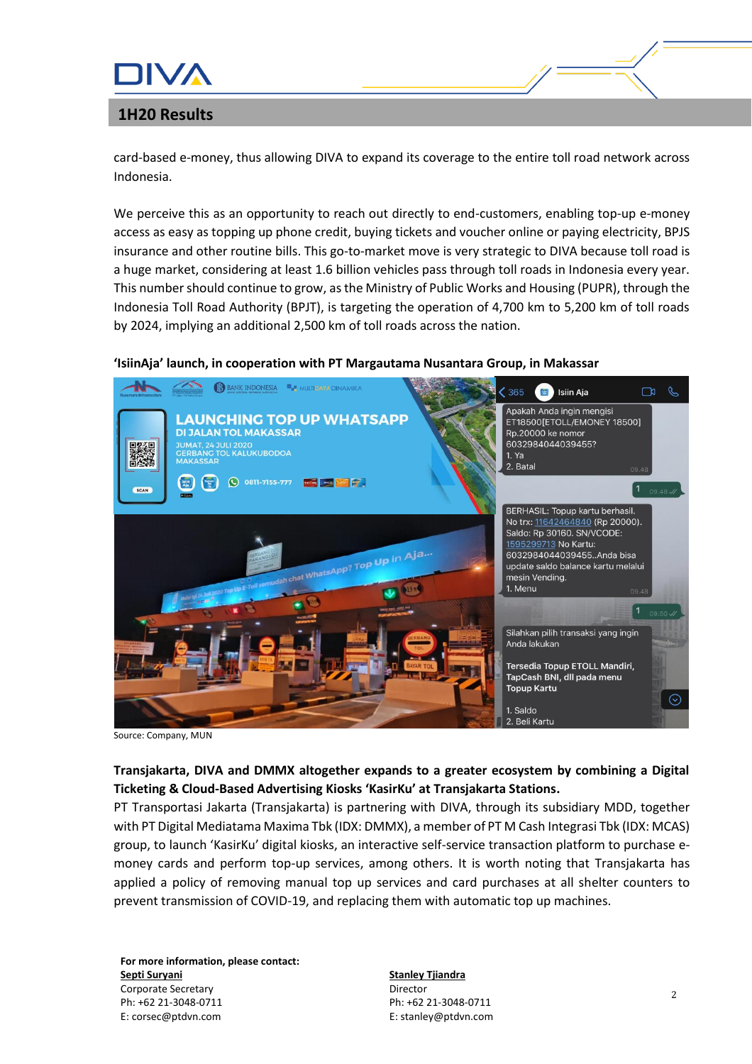card-based e-money, thus allowing DIVA to expand its coverage to the entire toll road network across Indonesia.

We perceive this as an opportunity to reach out directly to end-customers, enabling top-up e-money access as easy as topping up phone credit, buying tickets and voucher online or paying electricity, BPJS insurance and other routine bills. This go-to-market move is very strategic to DIVA because toll road is a huge market, considering at least 1.6 billion vehicles pass through toll roads in Indonesia every year. This number should continue to grow, as the Ministry of Public Works and Housing (PUPR), through the Indonesia Toll Road Authority (BPJT), is targeting the operation of 4,700 km to 5,200 km of toll roads by 2024, implying an additional 2,500 km of toll roads across the nation.

**'IsiinAja' launch, in cooperation with PT Margautama Nusantara Group, in Makassar**

Source: Company, MUN

**Transjakarta, DIVA and DMMX altogether expands to a greater ecosystem by combining a Digital Ticketing & Cloud-Based Advertising Kiosks 'KasirKu' at Transjakarta Stations.**

PT Transportasi Jakarta (Transjakarta) is partnering with DIVA, through its subsidiary MDD, together with PT Digital Mediatama Maxima Tbk (IDX: DMMX), a member of PT M Cash Integrasi Tbk (IDX: MCAS) group, to launch 'KasirKu' digital kiosks, an interactive self-service transaction platform to purchase e-money cards and perform top-up services, among others. It is worth noting that Transjakarta has applied a policy of removing manual top up services and card purchases at all shelter counters to prevent transmission of COVID-19, and replacing them with automatic top up machines.

**For more information, please contact:**

**Septi Suryani**
Corporate Secretary
Ph: +62 21-3048-0711
E: corsec@ptdvn.com

**Stanley Tjiandra**
Director
Ph: +62 21-3048-0711
E: stanley@ptdvn.com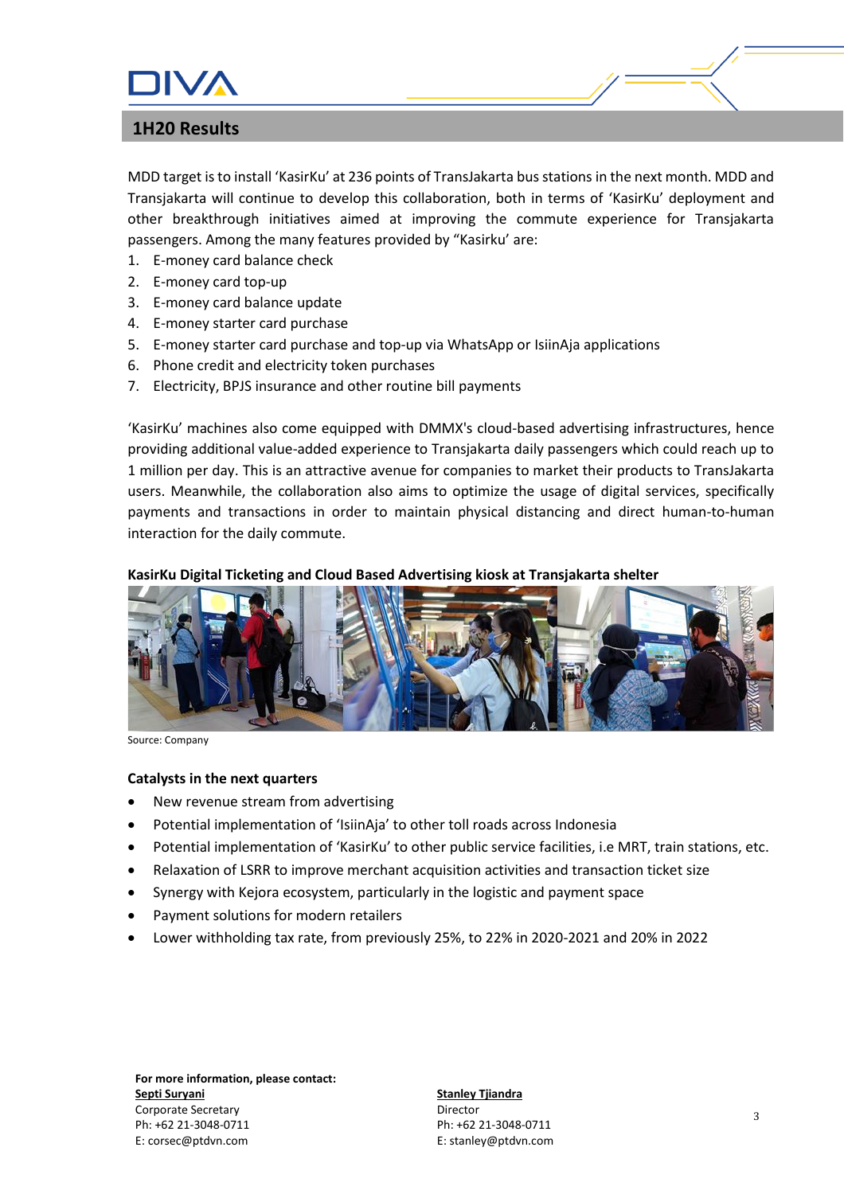## 1H20 Results

MDD target is to install 'KasirKu' at 236 points of TransJakarta bus stations in the next month. MDD and Transjakarta will continue to develop this collaboration, both in terms of 'KasirKu' deployment and other breakthrough initiatives aimed at improving the commute experience for Transjakarta passengers. Among the many features provided by "Kasirku" are:

1. E-money card balance check
2. E-money card top-up
3. E-money card balance update
4. E-money starter card purchase
5. E-money starter card purchase and top-up via WhatsApp or IsiinAja applications
6. Phone credit and electricity token purchases
7. Electricity, BPJS insurance and other routine bill payments

'KasirKu' machines also come equipped with DMMX's cloud-based advertising infrastructures, hence providing additional value-added experience to Transjakarta daily passengers which could reach up to 1 million per day. This is an attractive avenue for companies to market their products to TransJakarta users. Meanwhile, the collaboration also aims to optimize the usage of digital services, specifically payments and transactions in order to maintain physical distancing and direct human-to-human interaction for the daily commute.

**KasirKu Digital Ticketing and Cloud Based Advertising kiosk at Transjakarta shelter**

Source: Company

**Catalysts in the next quarters**

- New revenue stream from advertising
- Potential implementation of 'IsiinAja' to other toll roads across Indonesia
- Potential implementation of 'KasirKu' to other public service facilities, i.e MRT, train stations, etc.
- Relaxation of LSRR to improve merchant acquisition activities and transaction ticket size
- Synergy with Kejora ecosystem, particularly in the logistic and payment space
- Payment solutions for modern retailers
- Lower withholding tax rate, from previously 25%, to 22% in 2020-2021 and 20% in 2022

**For more information, please contact:**

**Septi Suryani**
Corporate Secretary
Ph: +62 21-3048-0711
E: corsec@ptdvn.com

**Stanley Tjiandra**
Director
Ph: +62 21-3048-0711
E: stanley@ptdvn.com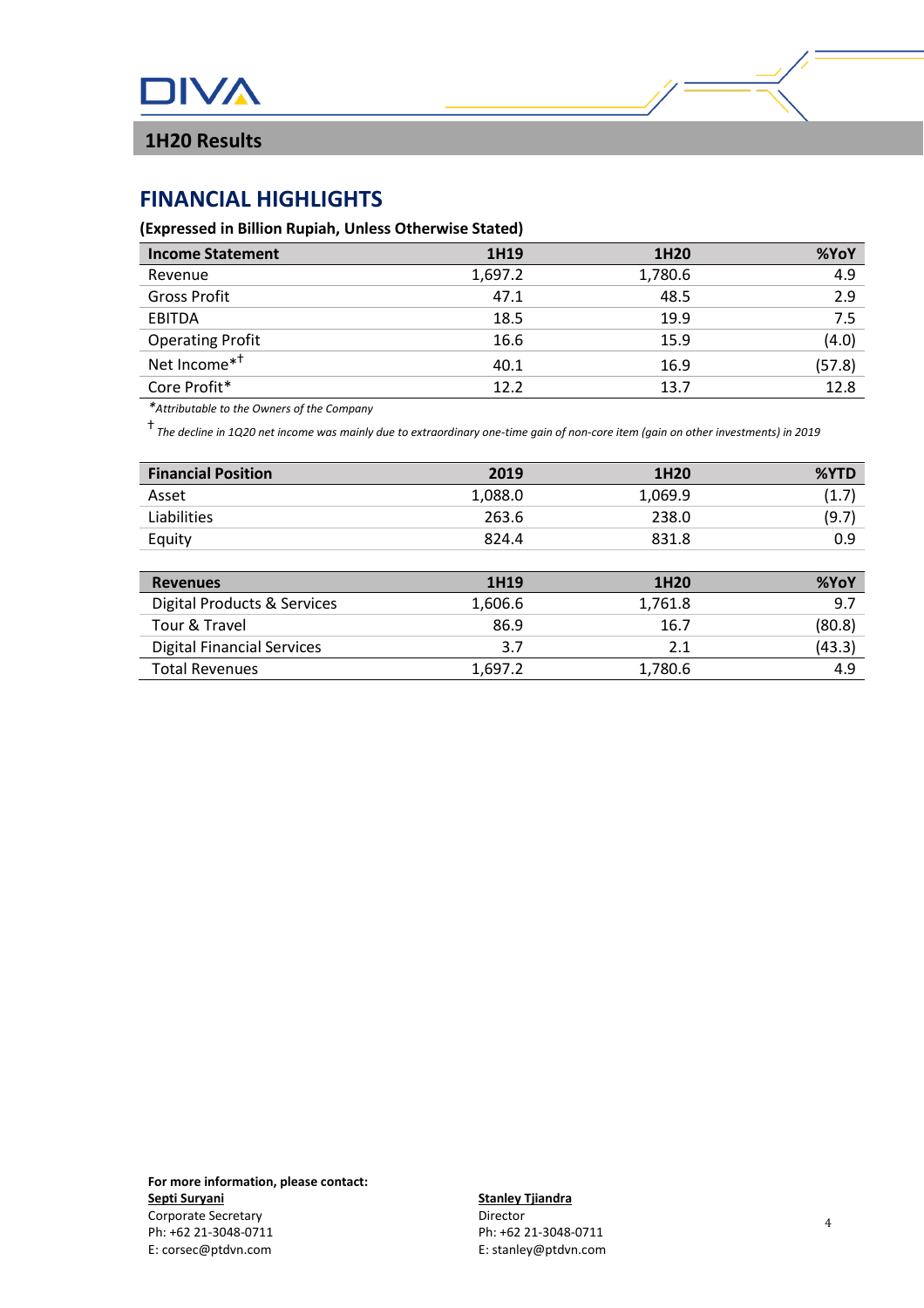DIVA

## 1H20 Results

## FINANCIAL HIGHLIGHTS

**(Expressed in Billion Rupiah, Unless Otherwise Stated)**

| Income Statement | 1H19 | 1H20 | %YoY |
|---|---|---|---|
| Revenue | 1,697.2 | 1,780.6 | 4.9 |
| Gross Profit | 47.1 | 48.5 | 2.9 |
| EBITDA | 18.5 | 19.9 | 7.5 |
| Operating Profit | 16.6 | 15.9 | (4.0) |
| Net Income*† | 40.1 | 16.9 | (57.8) |
| Core Profit* | 12.2 | 13.7 | 12.8 |

**Attributable to the Owners of the Company*

† *The decline in 1Q20 net income was mainly due to extraordinary one-time gain of non-core item (gain on other investments) in 2019*

| Financial Position | 2019 | 1H20 | %YTD |
|---|---|---|---|
| Asset | 1,088.0 | 1,069.9 | (1.7) |
| Liabilities | 263.6 | 238.0 | (9.7) |
| Equity | 824.4 | 831.8 | 0.9 |

| Revenues | 1H19 | 1H20 | %YoY |
|---|---|---|---|
| Digital Products & Services | 1,606.6 | 1,761.8 | 9.7 |
| Tour & Travel | 86.9 | 16.7 | (80.8) |
| Digital Financial Services | 3.7 | 2.1 | (43.3) |
| Total Revenues | 1,697.2 | 1,780.6 | 4.9 |

**For more information, please contact:**

**Septi Suryani**
Corporate Secretary
Ph: +62 21-3048-0711
E: corsec@ptdvn.com

**Stanley Tjiandra**
Director
Ph: +62 21-3048-0711
E: stanley@ptdvn.com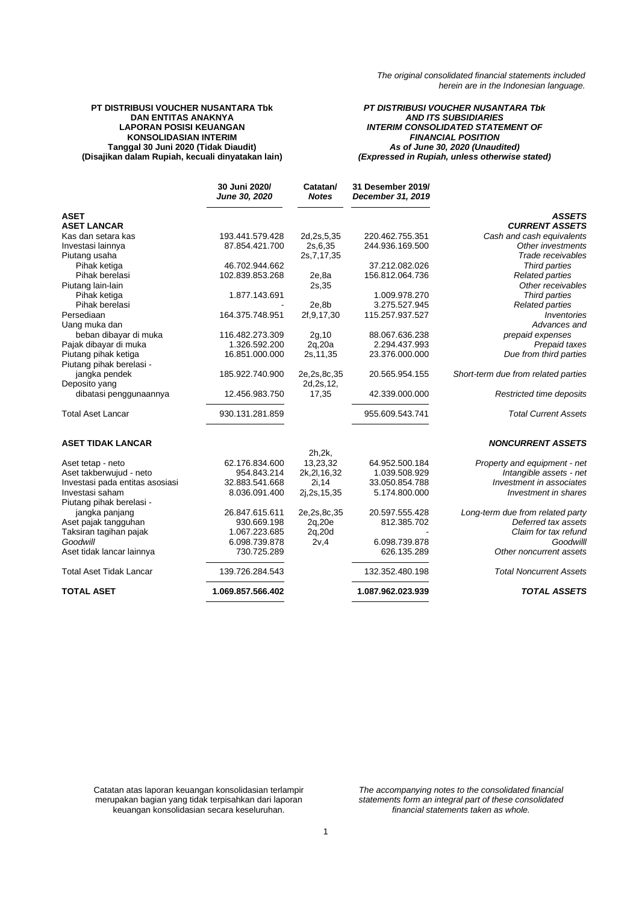*The original consolidated financial statements included herein are in the Indonesian language.*

**PT DISTRIBUSI VOUCHER NUSANTARA Tbk**
**DAN ENTITAS ANAKNYA**
**LAPORAN POSISI KEUANGAN KONSOLIDASIAN INTERIM**
**Tanggal 30 Juni 2020 (Tidak Diaudit)**
**(Disajikan dalam Rupiah, kecuali dinyatakan lain)**

***PT DISTRIBUSI VOUCHER NUSANTARA Tbk***
***AND ITS SUBSIDIARIES***
***INTERIM CONSOLIDATED STATEMENT OF FINANCIAL POSITION***
***As of June 30, 2020 (Unaudited)***
***(Expressed in Rupiah, unless otherwise stated)***

| | 30 Juni 2020/ *June 30, 2020* | Catatan/ *Notes* | 31 Desember 2019/ *December 31, 2019* | |
|---|---|---|---|---|
| **ASET** | | | | ***ASSETS*** |
| **ASET LANCAR** | | | | ***CURRENT ASSETS*** |
| Kas dan setara kas | 193.441.579.428 | 2d,2s,5,35 | 220.462.755.351 | *Cash and cash equivalents* |
| Investasi lainnya | 87.854.421.700 | 2s,6,35 | 244.936.169.500 | *Other investments* |
| Piutang usaha | | 2s,7,17,35 | | *Trade receivables* |
| Pihak ketiga | 46.702.944.662 | | 37.212.082.026 | *Third parties* |
| Pihak berelasi | 102.839.853.268 | 2e,8a | 156.812.064.736 | *Related parties* |
| Piutang lain-lain | | 2s,35 | | *Other receivables* |
| Pihak ketiga | 1.877.143.691 | | 1.009.978.270 | *Third parties* |
| Pihak berelasi | - | 2e,8b | 3.275.527.945 | *Related parties* |
| Persediaan | 164.375.748.951 | 2f,9,17,30 | 115.257.937.527 | *Inventories* |
| Uang muka dan beban dibayar di muka | 116.482.273.309 | 2g,10 | 88.067.636.238 | *Advances and prepaid expenses* |
| Pajak dibayar di muka | 1.326.592.200 | 2q,20a | 2.294.437.993 | *Prepaid taxes* |
| Piutang pihak ketiga | 16.851.000.000 | 2s,11,35 | 23.376.000.000 | *Due from third parties* |
| Piutang pihak berelasi - jangka pendek | 185.922.740.900 | 2e,2s,8c,35 | 20.565.954.155 | *Short-term due from related parties* |
| Deposito yang dibatasi penggunaannya | 12.456.983.750 | 2d,2s,12, 17,35 | 42.339.000.000 | *Restricted time deposits* |
| Total Aset Lancar | 930.131.281.859 | | 955.609.543.741 | *Total Current Assets* |
| **ASET TIDAK LANCAR** | | | | ***NONCURRENT ASSETS*** |
| Aset tetap - neto | 62.176.834.600 | 2h,2k, 13,23,32 | 64.952.500.184 | *Property and equipment - net* |
| Aset takberwujud - neto | 954.843.214 | 2k,2l,16,32 | 1.039.508.929 | *Intangible assets - net* |
| Investasi pada entitas asosiasi | 32.883.541.668 | 2i,14 | 33.050.854.788 | *Investment in associates* |
| Investasi saham | 8.036.091.400 | 2j,2s,15,35 | 5.174.800.000 | *Investment in shares* |
| Piutang pihak berelasi - jangka panjang | 26.847.615.611 | 2e,2s,8c,35 | 20.597.555.428 | *Long-term due from related party* |
| Aset pajak tangguhan | 930.669.198 | 2q,20e | 812.385.702 | *Deferred tax assets* |
| Taksiran tagihan pajak | 1.067.223.685 | 2q,20d | - | *Claim for tax refund* |
| *Goodwill* | 6.098.739.878 | 2v,4 | 6.098.739.878 | *Goodwilll* |
| Aset tidak lancar lainnya | 730.725.289 | | 626.135.289 | *Other noncurrent assets* |
| Total Aset Tidak Lancar | 139.726.284.543 | | 132.352.480.198 | *Total Noncurrent Assets* |
| **TOTAL ASET** | **1.069.857.566.402** | | **1.087.962.023.939** | ***TOTAL ASSETS*** |

Catatan atas laporan keuangan konsolidasian terlampir merupakan bagian yang tidak terpisahkan dari laporan keuangan konsolidasian secara keseluruhan.

*The accompanying notes to the consolidated financial statements form an integral part of these consolidated financial statements taken as whole.*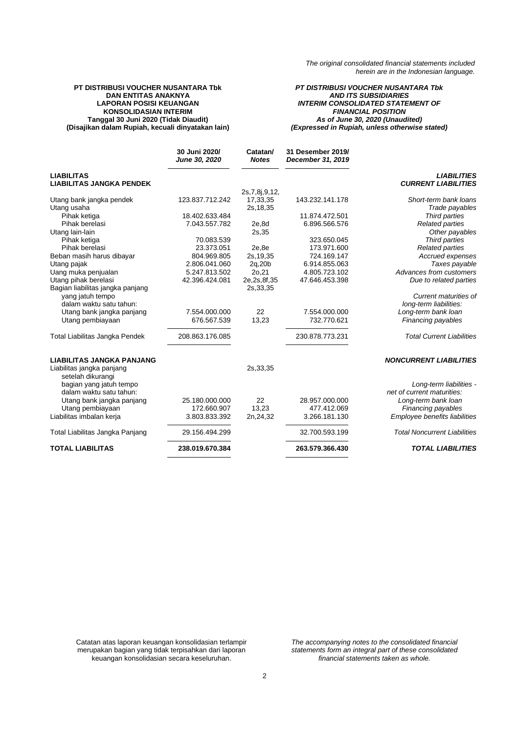*The original consolidated financial statements included herein are in the Indonesian language.*

**PT DISTRIBUSI VOUCHER NUSANTARA Tbk**
**DAN ENTITAS ANAKNYA**
**LAPORAN POSISI KEUANGAN KONSOLIDASIAN INTERIM**
**Tanggal 30 Juni 2020 (Tidak Diaudit)**
**(Disajikan dalam Rupiah, kecuali dinyatakan lain)**

***PT DISTRIBUSI VOUCHER NUSANTARA Tbk***
***AND ITS SUBSIDIARIES***
***INTERIM CONSOLIDATED STATEMENT OF FINANCIAL POSITION***
***As of June 30, 2020 (Unaudited)***
***(Expressed in Rupiah, unless otherwise stated)***

| | 30 Juni 2020/ *June 30, 2020* | Catatan/ *Notes* | 31 Desember 2019/ *December 31, 2019* | |
|---|---|---|---|---|
| **LIABILITAS** | | | | ***LIABILITIES*** |
| **LIABILITAS JANGKA PENDEK** | | | | ***CURRENT LIABILITIES*** |
| Utang bank jangka pendek | 123.837.712.242 | 2s,7,8j,9,12, 17,33,35 | 143.232.141.178 | *Short-term bank loans* |
| Utang usaha | | 2s,18,35 | | *Trade payables* |
| Pihak ketiga | 18.402.633.484 | | 11.874.472.501 | *Third parties* |
| Pihak berelasi | 7.043.557.782 | 2e,8d | 6.896.566.576 | *Related parties* |
| Utang lain-lain | | 2s,35 | | *Other payables* |
| Pihak ketiga | 70.083.539 | | 323.650.045 | *Third parties* |
| Pihak berelasi | 23.373.051 | 2e,8e | 173.971.600 | *Related parties* |
| Beban masih harus dibayar | 804.969.805 | 2s,19,35 | 724.169.147 | *Accrued expenses* |
| Utang pajak | 2.806.041.060 | 2q,20b | 6.914.855.063 | *Taxes payable* |
| Uang muka penjualan | 5.247.813.502 | 2o,21 | 4.805.723.102 | *Advances from customers* |
| Utang pihak berelasi | 42.396.424.081 | 2e,2s,8f,35 | 47.646.453.398 | *Due to related parties* |
| Bagian liabilitas jangka panjang yang jatuh tempo dalam waktu satu tahun: | | 2s,33,35 | | *Current maturities of long-term liabilities:* |
| Utang bank jangka panjang | 7.554.000.000 | 22 | 7.554.000.000 | *Long-term bank loan* |
| Utang pembiayaan | 676.567.539 | 13,23 | 732.770.621 | *Financing payables* |
| Total Liabilitas Jangka Pendek | 208.863.176.085 | | 230.878.773.231 | *Total Current Liabilities* |
| **LIABILITAS JANGKA PANJANG** | | | | ***NONCURRENT LIABILITIES*** |
| Liabilitas jangka panjang setelah dikurangi bagian yang jatuh tempo dalam waktu satu tahun: | | 2s,33,35 | | *Long-term liabilities - net of current maturities:* |
| Utang bank jangka panjang | 25.180.000.000 | 22 | 28.957.000.000 | *Long-term bank loan* |
| Utang pembiayaan | 172.660.907 | 13,23 | 477.412.069 | *Financing payables* |
| Liabilitas imbalan kerja | 3.803.833.392 | 2n,24,32 | 3.266.181.130 | *Employee benefits liabilities* |
| Total Liabilitas Jangka Panjang | 29.156.494.299 | | 32.700.593.199 | *Total Noncurrent Liabilities* |
| **TOTAL LIABILITAS** | **238.019.670.384** | | **263.579.366.430** | ***TOTAL LIABILITIES*** |

Catatan atas laporan keuangan konsolidasian terlampir merupakan bagian yang tidak terpisahkan dari laporan keuangan konsolidasian secara keseluruhan.

*The accompanying notes to the consolidated financial statements form an integral part of these consolidated financial statements taken as whole.*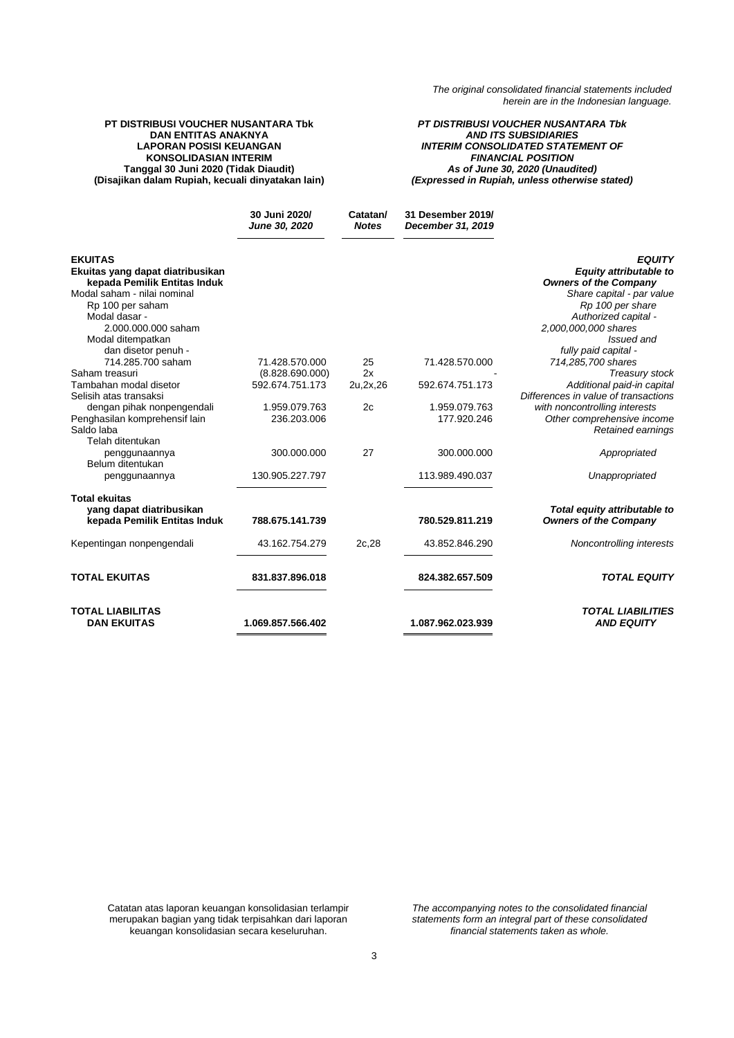*The original consolidated financial statements included herein are in the Indonesian language.*

**PT DISTRIBUSI VOUCHER NUSANTARA Tbk**
**DAN ENTITAS ANAKNYA**
**LAPORAN POSISI KEUANGAN KONSOLIDASIAN INTERIM**
**Tanggal 30 Juni 2020 (Tidak Diaudit)**
**(Disajikan dalam Rupiah, kecuali dinyatakan lain)**

***PT DISTRIBUSI VOUCHER NUSANTARA Tbk***
***AND ITS SUBSIDIARIES***
***INTERIM CONSOLIDATED STATEMENT OF FINANCIAL POSITION***
***As of June 30, 2020 (Unaudited)***
***(Expressed in Rupiah, unless otherwise stated)***

| | **30 Juni 2020/** ***June 30, 2020*** | **Catatan/** ***Notes*** | **31 Desember 2019/** ***December 31, 2019*** | |
|---|---|---|---|---|
| **EKUITAS** | | | | ***EQUITY*** |
| **Ekuitas yang dapat diatribusikan kepada Pemilik Entitas Induk** | | | | ***Equity attributable to Owners of the Company*** |
| Modal saham - nilai nominal Rp 100 per saham | | | | *Share capital - par value Rp 100 per share* |
| Modal dasar - 2.000.000.000 saham | | | | *Authorized capital - 2,000,000,000 shares* |
| Modal ditempatkan dan disetor penuh - 714.285.700 saham | 71.428.570.000 | 25 | 71.428.570.000 | *Issued and fully paid capital - 714,285,700 shares* |
| Saham treasuri | (8.828.690.000) | 2x | - | *Treasury stock* |
| Tambahan modal disetor | 592.674.751.173 | 2u,2x,26 | 592.674.751.173 | *Additional paid-in capital* |
| Selisih atas transaksi dengan pihak nonpengendali | 1.959.079.763 | 2c | 1.959.079.763 | *Differences in value of transactions with noncontrolling interests* |
| Penghasilan komprehensif lain | 236.203.006 | | 177.920.246 | *Other comprehensive income* |
| Saldo laba | | | | *Retained earnings* |
| Telah ditentukan penggunaannya | 300.000.000 | 27 | 300.000.000 | *Appropriated* |
| Belum ditentukan penggunaannya | 130.905.227.797 | | 113.989.490.037 | *Unappropriated* |
| **Total ekuitas yang dapat diatribusikan kepada Pemilik Entitas Induk** | **788.675.141.739** | | **780.529.811.219** | ***Total equity attributable to Owners of the Company*** |
| Kepentingan nonpengendali | 43.162.754.279 | 2c,28 | 43.852.846.290 | *Noncontrolling interests* |
| **TOTAL EKUITAS** | **831.837.896.018** | | **824.382.657.509** | ***TOTAL EQUITY*** |
| **TOTAL LIABILITAS DAN EKUITAS** | **1.069.857.566.402** | | **1.087.962.023.939** | ***TOTAL LIABILITIES AND EQUITY*** |

Catatan atas laporan keuangan konsolidasian terlampir merupakan bagian yang tidak terpisahkan dari laporan keuangan konsolidasian secara keseluruhan.

*The accompanying notes to the consolidated financial statements form an integral part of these consolidated financial statements taken as whole.*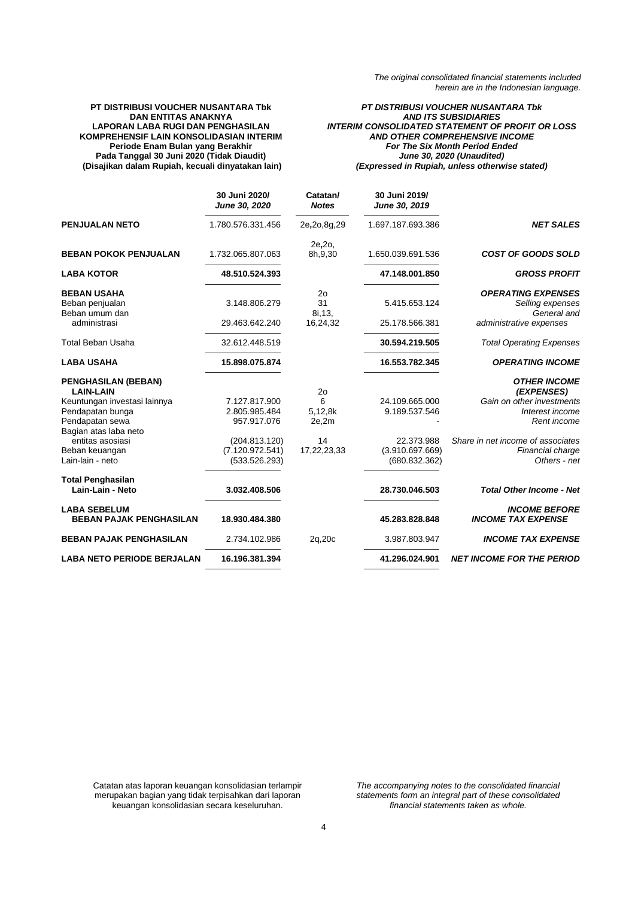*The original consolidated financial statements included herein are in the Indonesian language.*

**PT DISTRIBUSI VOUCHER NUSANTARA Tbk**
**DAN ENTITAS ANAKNYA**
**LAPORAN LABA RUGI DAN PENGHASILAN KOMPREHENSIF LAIN KONSOLIDASIAN INTERIM**
**Periode Enam Bulan yang Berakhir Pada Tanggal 30 Juni 2020 (Tidak Diaudit)**
**(Disajikan dalam Rupiah, kecuali dinyatakan lain)**

***PT DISTRIBUSI VOUCHER NUSANTARA Tbk***
***AND ITS SUBSIDIARIES***
***INTERIM CONSOLIDATED STATEMENT OF PROFIT OR LOSS AND OTHER COMPREHENSIVE INCOME***
***For The Six Month Period Ended June 30, 2020 (Unaudited)***
***(Expressed in Rupiah, unless otherwise stated)***

| | 30 Juni 2020/ *June 30, 2020* | Catatan/ *Notes* | 30 Juni 2019/ *June 30, 2019* | |
|---|---|---|---|---|
| **PENJUALAN NETO** | 1.780.576.331.456 | 2e,2o,8g,29 | 1.697.187.693.386 | ***NET SALES*** |
| **BEBAN POKOK PENJUALAN** | 1.732.065.807.063 | 2e,2o, 8h,9,30 | 1.650.039.691.536 | ***COST OF GOODS SOLD*** |
| **LABA KOTOR** | **48.510.524.393** | | **47.148.001.850** | ***GROSS PROFIT*** |
| **BEBAN USAHA** | | 2o | | ***OPERATING EXPENSES*** |
| Beban penjualan | 3.148.806.279 | 31 | 5.415.653.124 | *Selling expenses* |
| Beban umum dan administrasi | 29.463.642.240 | 8i,13, 16,24,32 | 25.178.566.381 | *General and administrative expenses* |
| Total Beban Usaha | 32.612.448.519 | | **30.594.219.505** | *Total Operating Expenses* |
| **LABA USAHA** | **15.898.075.874** | | **16.553.782.345** | ***OPERATING INCOME*** |
| **PENGHASILAN (BEBAN) LAIN-LAIN** | | 2o | | ***OTHER INCOME (EXPENSES)*** |
| Keuntungan investasi lainnya | 7.127.817.900 | 6 | 24.109.665.000 | *Gain on other investments* |
| Pendapatan bunga | 2.805.985.484 | 5,12,8k | 9.189.537.546 | *Interest income* |
| Pendapatan sewa | 957.917.076 | 2e,2m | - | *Rent income* |
| Bagian atas laba neto entitas asosiasi | (204.813.120) | 14 | 22.373.988 | *Share in net income of associates* |
| Beban keuangan | (7.120.972.541) | 17,22,23,33 | (3.910.697.669) | *Financial charge* |
| Lain-lain - neto | (533.526.293) | | (680.832.362) | *Others - net* |
| **Total Penghasilan Lain-Lain - Neto** | **3.032.408.506** | | **28.730.046.503** | ***Total Other Income - Net*** |
| **LABA SEBELUM BEBAN PAJAK PENGHASILAN** | **18.930.484.380** | | **45.283.828.848** | ***INCOME BEFORE INCOME TAX EXPENSE*** |
| **BEBAN PAJAK PENGHASILAN** | 2.734.102.986 | 2q,20c | 3.987.803.947 | ***INCOME TAX EXPENSE*** |
| **LABA NETO PERIODE BERJALAN** | **16.196.381.394** | | **41.296.024.901** | ***NET INCOME FOR THE PERIOD*** |

Catatan atas laporan keuangan konsolidasian terlampir merupakan bagian yang tidak terpisahkan dari laporan keuangan konsolidasian secara keseluruhan.

*The accompanying notes to the consolidated financial statements form an integral part of these consolidated financial statements taken as whole.*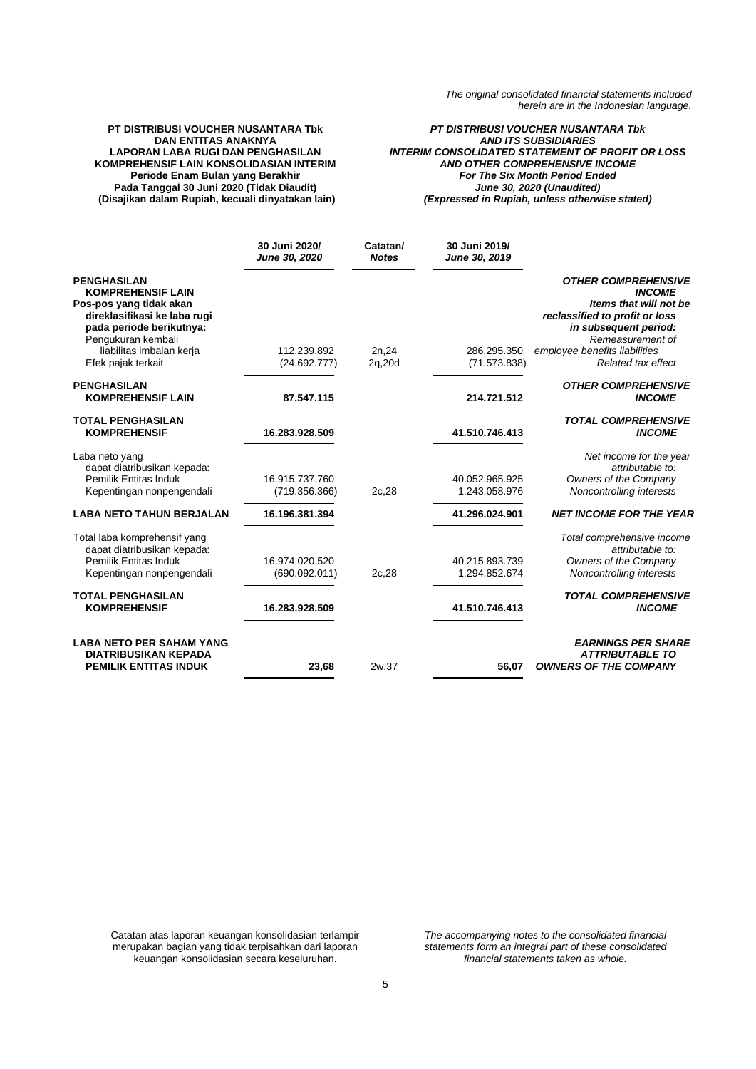*The original consolidated financial statements included herein are in the Indonesian language.*

**PT DISTRIBUSI VOUCHER NUSANTARA Tbk**
**DAN ENTITAS ANAKNYA**
**LAPORAN LABA RUGI DAN PENGHASILAN KOMPREHENSIF LAIN KONSOLIDASIAN INTERIM**
**Periode Enam Bulan yang Berakhir Pada Tanggal 30 Juni 2020 (Tidak Diaudit)**
**(Disajikan dalam Rupiah, kecuali dinyatakan lain)**

***PT DISTRIBUSI VOUCHER NUSANTARA Tbk***
***AND ITS SUBSIDIARIES***
***INTERIM CONSOLIDATED STATEMENT OF PROFIT OR LOSS AND OTHER COMPREHENSIVE INCOME***
***For The Six Month Period Ended June 30, 2020 (Unaudited)***
***(Expressed in Rupiah, unless otherwise stated)***

| | 30 Juni 2020/ *June 30, 2020* | Catatan/ *Notes* | 30 Juni 2019/ *June 30, 2019* | |
|---|---|---|---|---|
| **PENGHASILAN KOMPREHENSIF LAIN** | | | | ***OTHER COMPREHENSIVE INCOME*** |
| **Pos-pos yang tidak akan direklasifikasi ke laba rugi pada periode berikutnya:** | | | | ***Items that will not be reclassified to profit or loss in subsequent period:*** |
| Pengukuran kembali liabilitas imbalan kerja | 112.239.892 | 2n,24 | 286.295.350 | *Remeasurement of employee benefits liabilities* |
| Efek pajak terkait | (24.692.777) | 2q,20d | (71.573.838) | *Related tax effect* |
| **PENGHASILAN KOMPREHENSIF LAIN** | **87.547.115** | | **214.721.512** | ***OTHER COMPREHENSIVE INCOME*** |
| **TOTAL PENGHASILAN KOMPREHENSIF** | **16.283.928.509** | | **41.510.746.413** | ***TOTAL COMPREHENSIVE INCOME*** |
| Laba neto yang dapat diatribusikan kepada: | | | | *Net income for the year attributable to:* |
| Pemilik Entitas Induk | 16.915.737.760 | | 40.052.965.925 | *Owners of the Company* |
| Kepentingan nonpengendali | (719.356.366) | 2c,28 | 1.243.058.976 | *Noncontrolling interests* |
| **LABA NETO TAHUN BERJALAN** | **16.196.381.394** | | **41.296.024.901** | ***NET INCOME FOR THE YEAR*** |
| Total laba komprehensif yang dapat diatribusikan kepada: | | | | *Total comprehensive income attributable to:* |
| Pemilik Entitas Induk | 16.974.020.520 | | 40.215.893.739 | *Owners of the Company* |
| Kepentingan nonpengendali | (690.092.011) | 2c,28 | 1.294.852.674 | *Noncontrolling interests* |
| **TOTAL PENGHASILAN KOMPREHENSIF** | **16.283.928.509** | | **41.510.746.413** | ***TOTAL COMPREHENSIVE INCOME*** |
| **LABA NETO PER SAHAM YANG DIATRIBUSIKAN KEPADA PEMILIK ENTITAS INDUK** | **23,68** | 2w,37 | **56,07** | ***EARNINGS PER SHARE ATTRIBUTABLE TO OWNERS OF THE COMPANY*** |

Catatan atas laporan keuangan konsolidasian terlampir merupakan bagian yang tidak terpisahkan dari laporan keuangan konsolidasian secara keseluruhan.

*The accompanying notes to the consolidated financial statements form an integral part of these consolidated financial statements taken as whole.*